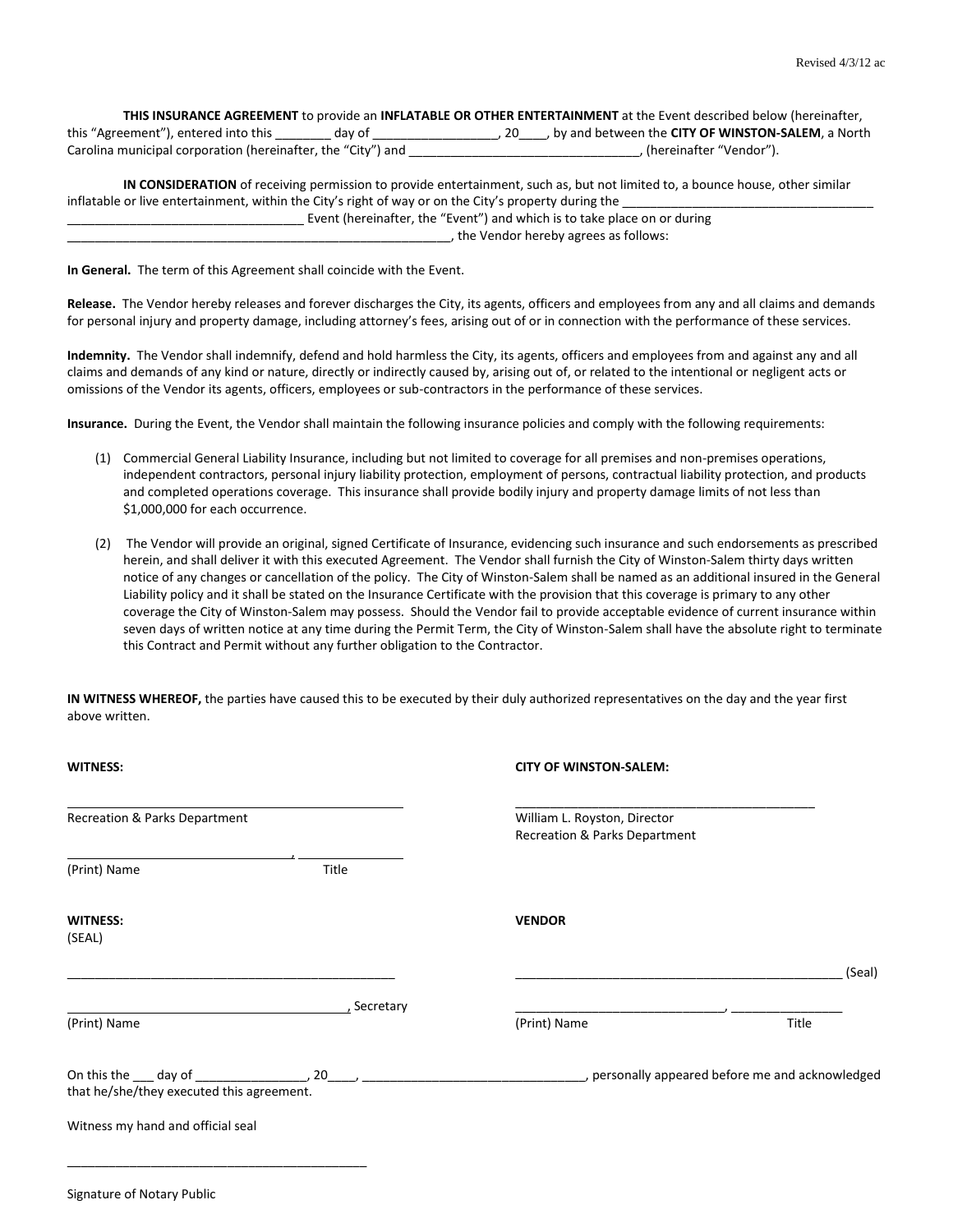**THIS INSURANCE AGREEMENT** to provide an **INFLATABLE OR OTHER ENTERTAINMENT** at the Event described below (hereinafter, this "Agreement"), entered into this ________ day of __________________, 20____, by and between the **CITY OF WINSTON-SALEM**, a North Carolina municipal corporation (hereinafter, the "City") and _________________________________, (hereinafter "Vendor").

**IN CONSIDERATION** of receiving permission to provide entertainment, such as, but not limited to, a bounce house, other similar inflatable or live entertainment, within the City's right of way or on the City's property during the _____________________________________ _________________________________ Event (hereinafter, the "Event") and which is to take place on or during _________________________________________________________, the Vendor hereby agrees as follows:

**In General.** The term of this Agreement shall coincide with the Event.

**Release.** The Vendor hereby releases and forever discharges the City, its agents, officers and employees from any and all claims and demands for personal injury and property damage, including attorney's fees, arising out of or in connection with the performance of these services.

**Indemnity.** The Vendor shall indemnify, defend and hold harmless the City, its agents, officers and employees from and against any and all claims and demands of any kind or nature, directly or indirectly caused by, arising out of, or related to the intentional or negligent acts or omissions of the Vendor its agents, officers, employees or sub-contractors in the performance of these services.

**Insurance.** During the Event, the Vendor shall maintain the following insurance policies and comply with the following requirements:

(1) Commercial General Liability Insurance, including but not limited to coverage for all premises and non-premises operations, independent contractors, personal injury liability protection, employment of persons, contractual liability protection, and products and completed operations coverage. This insurance shall provide bodily injury and property damage limits of not less than $1,000,000 for each occurrence.

(2) The Vendor will provide an original, signed Certificate of Insurance, evidencing such insurance and such endorsements as prescribed herein, and shall deliver it with this executed Agreement. The Vendor shall furnish the City of Winston-Salem thirty days written notice of any changes or cancellation of the policy. The City of Winston-Salem shall be named as an additional insured in the General Liability policy and it shall be stated on the Insurance Certificate with the provision that this coverage is primary to any other coverage the City of Winston-Salem may possess. Should the Vendor fail to provide acceptable evidence of current insurance within seven days of written notice at any time during the Permit Term, the City of Winston-Salem shall have the absolute right to terminate this Contract and Permit without any further obligation to the Contractor.

**IN WITNESS WHEREOF,** the parties have caused this to be executed by their duly authorized representatives on the day and the year first above written.

**WITNESS:**

_________________________________
Recreation & Parks Department

_________________________________, _______________
(Print) Name Title

**CITY OF WINSTON-SALEM:**

_________________________________
William L. Royston, Director
Recreation & Parks Department

**WITNESS:**
(SEAL)

_________________________________

_________________________________, Secretary
(Print) Name

**VENDOR**

_________________________________ (Seal)

_________________________________, _______________
(Print) Name Title

On this the ___ day of ________________, 20____, _______________________________, personally appeared before me and acknowledged that he/she/they executed this agreement.

Witness my hand and official seal

_________________________________

Signature of Notary Public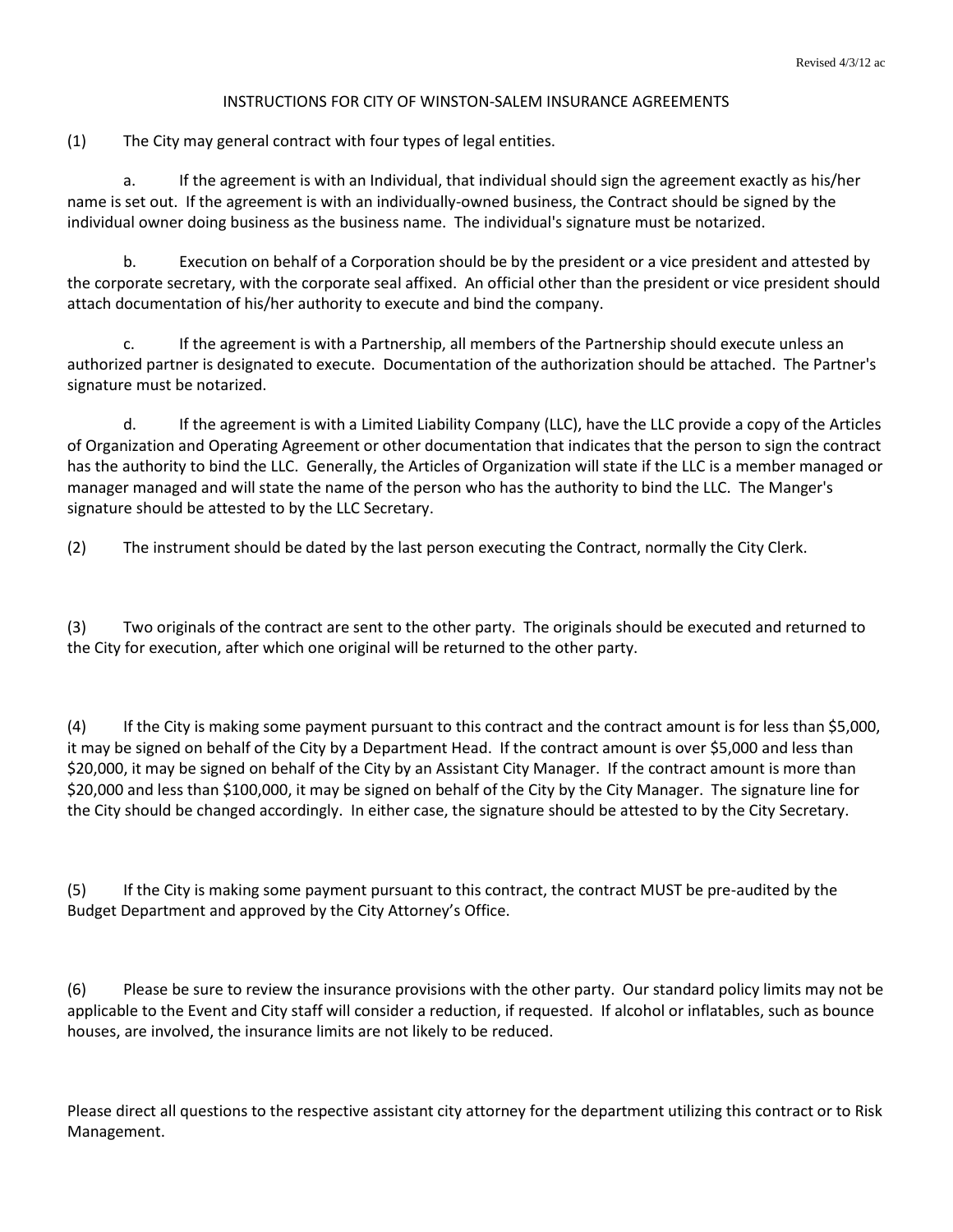Revised 4/3/12 ac

## INSTRUCTIONS FOR CITY OF WINSTON-SALEM INSURANCE AGREEMENTS

(1) The City may general contract with four types of legal entities.

a. If the agreement is with an Individual, that individual should sign the agreement exactly as his/her name is set out. If the agreement is with an individually-owned business, the Contract should be signed by the individual owner doing business as the business name. The individual's signature must be notarized.

b. Execution on behalf of a Corporation should be by the president or a vice president and attested by the corporate secretary, with the corporate seal affixed. An official other than the president or vice president should attach documentation of his/her authority to execute and bind the company.

c. If the agreement is with a Partnership, all members of the Partnership should execute unless an authorized partner is designated to execute. Documentation of the authorization should be attached. The Partner's signature must be notarized.

d. If the agreement is with a Limited Liability Company (LLC), have the LLC provide a copy of the Articles of Organization and Operating Agreement or other documentation that indicates that the person to sign the contract has the authority to bind the LLC. Generally, the Articles of Organization will state if the LLC is a member managed or manager managed and will state the name of the person who has the authority to bind the LLC. The Manger's signature should be attested to by the LLC Secretary.

(2) The instrument should be dated by the last person executing the Contract, normally the City Clerk.

(3) Two originals of the contract are sent to the other party. The originals should be executed and returned to the City for execution, after which one original will be returned to the other party.

(4) If the City is making some payment pursuant to this contract and the contract amount is for less than $5,000, it may be signed on behalf of the City by a Department Head. If the contract amount is over $5,000 and less than $20,000, it may be signed on behalf of the City by an Assistant City Manager. If the contract amount is more than $20,000 and less than $100,000, it may be signed on behalf of the City by the City Manager. The signature line for the City should be changed accordingly. In either case, the signature should be attested to by the City Secretary.

(5) If the City is making some payment pursuant to this contract, the contract MUST be pre-audited by the Budget Department and approved by the City Attorney's Office.

(6) Please be sure to review the insurance provisions with the other party. Our standard policy limits may not be applicable to the Event and City staff will consider a reduction, if requested. If alcohol or inflatables, such as bounce houses, are involved, the insurance limits are not likely to be reduced.

Please direct all questions to the respective assistant city attorney for the department utilizing this contract or to Risk Management.